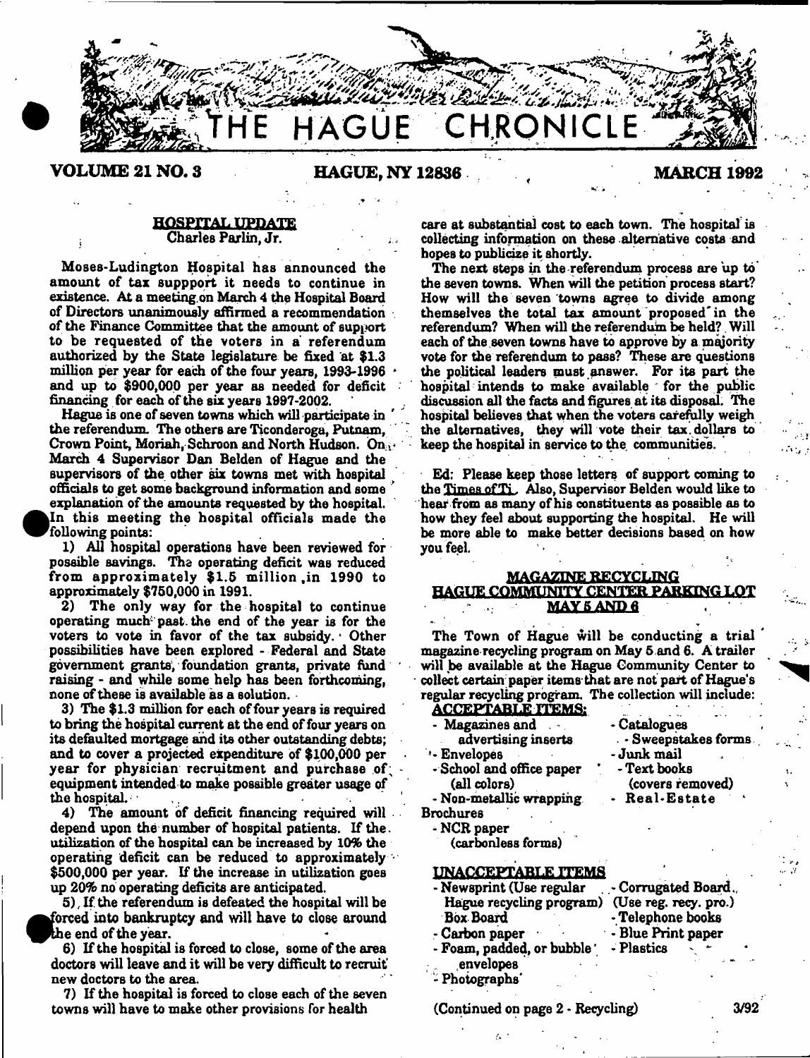# THE HAGUE CHRONICLE

**VOLUME 21 NO. 3** **HAGUE, NY 12836** **MARCH 1992**

## HOSPITAL UPDATE

Charles Parlin, Jr.

Moses-Ludington Hospital has announced the amount of tax suppport it needs to continue in existence. At a meeting on March 4 the Hospital Board of Directors unanimously affirmed a recommendation of the Finance Committee that the amount of support to be requested of the voters in a referendum authorized by the State legislature be fixed at $1.3 million per year for each of the four years, 1993-1996 and up to $900,000 per year as needed for deficit financing for each of the six years 1997-2002.

Hague is one of seven towns which will participate in the referendum. The others are Ticonderoga, Putnam, Crown Point, Moriah, Schroon and North Hudson. On March 4 Supervisor Dan Belden of Hague and the supervisors of the other six towns met with hospital officials to get some background information and some explanation of the amounts requested by the hospital. In this meeting the hospital officials made the following points:

1) All hospital operations have been reviewed for possible savings. The operating deficit was reduced from approximately $1.5 million ,in 1990 to approximately $750,000 in 1991.

2) The only way for the hospital to continue operating much past the end of the year is for the voters to vote in favor of the tax subsidy. Other possibilities have been explored - Federal and State government grants, foundation grants, private fund raising - and while some help has been forthcoming, none of these is available as a solution.

3) The $1.3 million for each of four years is required to bring the hospital current at the end of four years on its defaulted mortgage and its other outstanding debts; and to cover a projected expenditure of $100,000 per year for physician recruitment and purchase of equipment intended to make possible greater usage of the hospital.

4) The amount of deficit financing required will depend upon the number of hospital patients. If the utilization of the hospital can be increased by 10% the operating deficit can be reduced to approximately $500,000 per year. If the increase in utilization goes up 20% no operating deficits are anticipated.

5) If the referendum is defeated the hospital will be forced into bankruptcy and will have to close around the end of the year.

6) If the hospital is forced to close, some of the area doctors will leave and it will be very difficult to recruit new doctors to the area.

7) If the hospital is forced to close each of the seven towns will have to make other provisions for health care at substantial cost to each town. The hospital is collecting information on these alternative costs and hopes to publicize it shortly.

The next steps in the referendum process are up to the seven towns. When will the petition process start? How will the seven towns agree to divide among themselves the total tax amount proposed in the referendum? When will the referendum be held? Will each of the seven towns have to approve by a majority vote for the referendum to pass? These are questions the political leaders must answer. For its part the hospital intends to make available for the public discussion all the facts and figures at its disposal. The hospital believes that when the voters carefully weigh the alternatives, they will vote their tax dollars to keep the hospital in service to the communities.

Ed: Please keep those letters of support coming to the Times of Ti. Also, Supervisor Belden would like to hear from as many of his constituents as possible as to how they feel about supporting the hospital. He will be more able to make better decisions based on how you feel.

## MAGAZINE RECYCLING HAGUE COMMUNITY CENTER PARKING LOT MAY 5 AND 6

The Town of Hague will be conducting a trial magazine recycling program on May 5 and 6. A trailer will be available at the Hague Community Center to collect certain paper items that are not part of Hague's regular recycling program. The collection will include:

**ACCEPTABLE ITEMS:**

- Magazines and advertising inserts
- Envelopes
- School and office paper (all colors)
- Non-metallic wrapping
- Brochures
- NCR paper (carbonless forms)
- Catalogues
- Sweepstakes forms
- Junk mail
- Text books (covers removed)
- Real-Estate

**UNACCEPTABLE ITEMS**

- Newsprint (Use regular Hague recycling program)
- Box Board
- Carbon paper
- Foam, padded, or bubble envelopes
- Photographs
- Corrugated Board (Use reg. recy. pro.)
- Telephone books
- Blue Print paper
- Plastics

(Continued on page 2 - Recycling)

3/92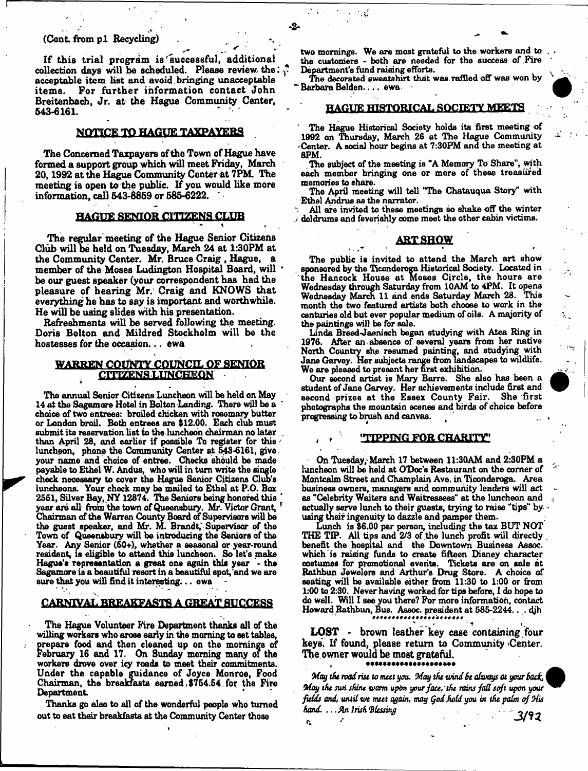(Cont. from p1 Recycling)

If this trial program is successful, additional collection days will be scheduled. Please review the acceptable item list and avoid bringing unacceptable items. For further information contact John Breitenbach, Jr. at the Hague Community Center, 543-6161.

## NOTICE TO HAGUE TAXPAYERS

The Concerned Taxpayers of the Town of Hague have formed a support group which will meet Friday, March 20, 1992 at the Hague Community Center at 7PM. The meeting is open to the public. If you would like more information, call 543-8859 or 585-6222.

## HAGUE SENIOR CITIZENS CLUB

The regular meeting of the Hague Senior Citizens Club will be held on Tuesday, March 24 at 1:30PM at the Community Center. Mr. Bruce Craig, Hague, a member of the Moses Ludington Hospital Board, will be our guest speaker (your correspondent has had the pleasure of hearing Mr. Craig and KNOWS that everything he has to say is important and worthwhile. He will be using slides with his presentation.

Refreshments will be served following the meeting. Doris Bolton and Mildred Stockholm will be the hostesses for the occasion... ewa

## WARREN COUNTY COUNCIL OF SENIOR CITIZENS LUNCHEON

The annual Senior Citizens Luncheon will be held on May 14 at the Sagamore Hotel in Bolton Landing. There will be a choice of two entrees: broiled chicken with rosemary butter or London broil. Both entrees are $12.00. Each club must submit its reservation list to the luncheon chairman no later than April 28, and earlier if possible To register for this luncheon, phone the Community Center at 543-6161, give your name and choice of entree. Checks should be made payable to Ethel W. Andus, who will in turn write the single check necessary to cover the Hague Senior Citizens Club's luncheons. Your check may be mailed to Ethel at P.O. Box 2551, Silver Bay, NY 12874. The Seniors being honored this year are all from the town of Queensbury. Mr. Victor Grant, Chairman of the Warren County Board of Supervisors will be the guest speaker, and Mr. M. Brandt, Supervisor of the Town of Queensbury will be introducing the Seniors of the Year. Any Senior (60+), whether a seasonal or year-round resident, is eligible to attend this luncheon. So let's make Hague's representation a great one again this year - the Sagamore is a beautiful resort in a beautiful spot, and we are sure that you will find it interesting... ewa

## CARNIVAL BREAKFASTS A GREAT SUCCESS

The Hague Volunteer Fire Department thanks all of the willing workers who arose early in the morning to set tables, prepare food and then cleaned up on the mornings of February 16 and 17. On Sunday morning many of the workers drove over icy roads to meet their commitments. Under the capable guidance of Joyce Monroe, Food Chairman, the breakfasts earned $754.54 for the Fire Department.

Thanks go also to all of the wonderful people who turned out to eat their breakfasts at the Community Center those two mornings. We are most grateful to the workers and to the customers - both are needed for the success of Fire Department's fund raising efforts.

The decorated sweatshirt that was raffled off was won by Barbara Belden.... ewa

## HAGUE HISTORICAL SOCIETY MEETS

The Hague Historical Society holds its first meeting of 1992 on Thursday, March 26 at The Hague Community Center. A social hour begins at 7:30PM and the meeting at 8PM.

The subject of the meeting is "A Memory To Share", with each member bringing one or more of these treasured memories to share.

The April meeting will tell "The Chatauqua Story" with Ethel Andrus as the narrator.

All are invited to these meetings so shake off the winter doldrums and feverishly come meet the other cabin victims.

## ART SHOW

The public is invited to attend the March art show sponsored by the Ticonderoga Historical Society. Located in the Hancock House at Moses Circle, the hours are Wednesday through Saturday from 10AM to 4PM. It opens Wednesday March 11 and ends Saturday March 28. This month the two featured artists both choose to work in the centuries old but ever popular medium of oils. A majority of the paintings will be for sale.

Linda Breed-Jaenisch began studying with Atea Ring in 1976. After an absence of several years from her native North Country she resumed painting, and studying with Jane Garvey. Her subjects range from landscapes to wildlife. We are pleased to present her first exhibition.

Our second artist is Mary Barre. She also has been a student of Jane Garvey. Her achievements include first and second prizes at the Essex County Fair. She first photographs the mountain scenes and birds of choice before progressing to brush and canvas.

## "TIPPING FOR CHARITY"

On Tuesday, March 17 between 11:30AM and 2:30PM a luncheon will be held at O'Doc's Restaurant on the corner of Montcalm Street and Champlain Ave. in Ticonderoga. Area business owners, managers and community leaders will act as "Celebrity Waiters and Waitresses" at the luncheon and actually serve lunch to their guests, trying to raise "tips" by using their ingenuity to dazzle and pamper them.

Lunch is $6.00 per person, including the tax BUT NOT THE TIP. All tips and 2/3 of the lunch profit will directly benefit the hospital and the Downtown Business Assoc. which is raising funds to create fifteen Disney character costumes for promotional events. Tickets are on sale at Rathbun Jewelers and Arthur's Drug Store. A choice of seating will be available either from 11:30 to 1:00 or from 1:00 to 2:30. Never having worked for tips before, I do hope to do well. Will I see you there? For more information, contact Howard Rathbun, Bus. Assoc. president at 585-2244... djh

**LOST** - brown leather key case containing four keys. If found, please return to Community Center. The owner would be most grateful.

*May the road rise to meet you. May the wind be always at your back. May the sun shine warm upon your face, the rains fall soft upon your fields and, until we meet again, may God hold you in the palm of His hand. ...An Irish Blessing*

3/92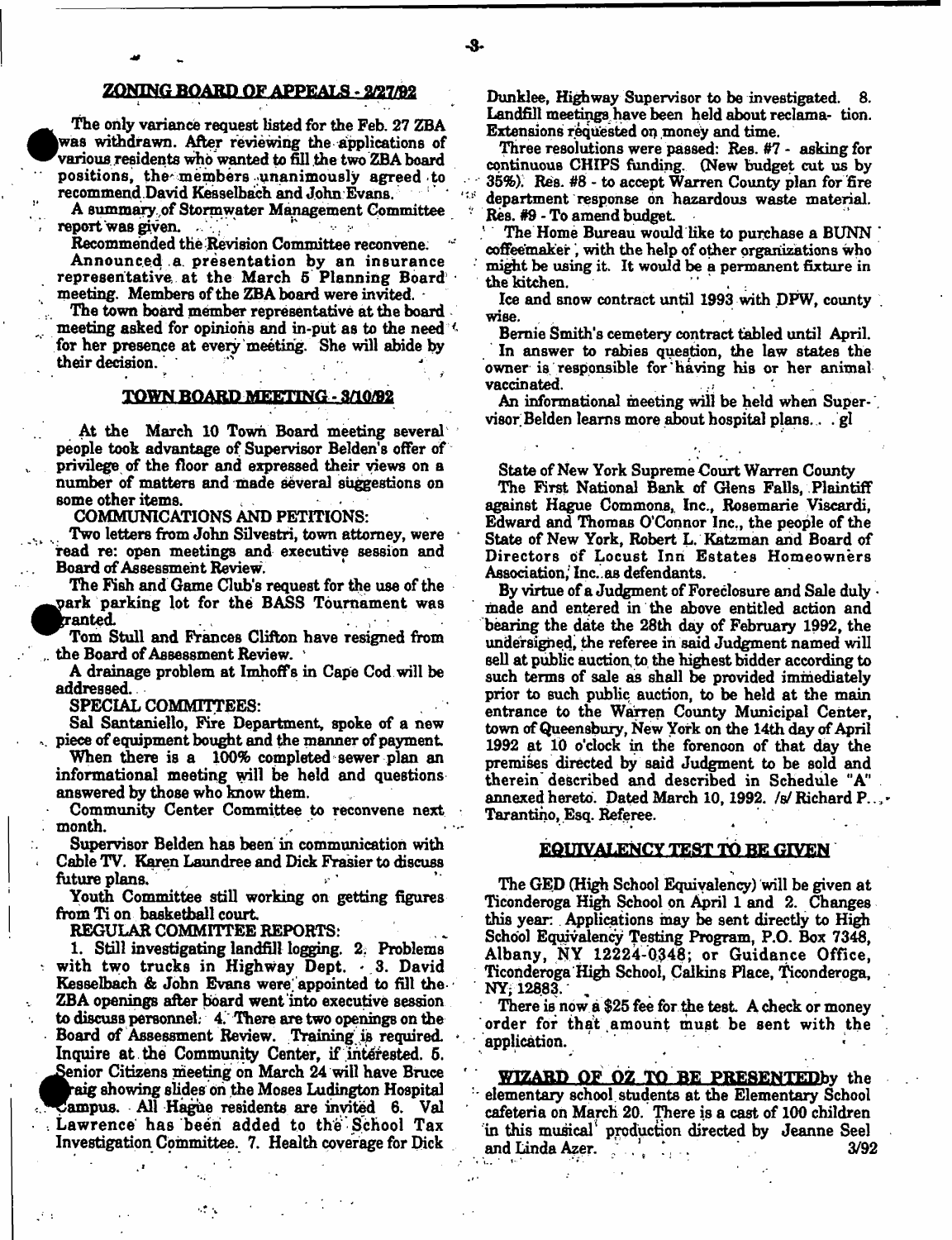## ZONING BOARD OF APPEALS - 2/27/92

The only variance request listed for the Feb. 27 ZBA was withdrawn. After reviewing the applications of various residents who wanted to fill the two ZBA board positions, the members unanimously agreed to recommend David Kesselbach and John Evans.

A summary of Stormwater Management Committee report was given.

Recommended the Revision Committee reconvene.

Announced a presentation by an insurance representative at the March 5 Planning Board meeting. Members of the ZBA board were invited.

The town board member representative at the board meeting asked for opinions and in-put as to the need for her presence at every meeting. She will abide by their decision.

## TOWN BOARD MEETING - 3/10/92

At the March 10 Town Board meeting several people took advantage of Supervisor Belden's offer of privilege of the floor and expressed their views on a number of matters and made several suggestions on some other items.

COMMUNICATIONS AND PETITIONS:

Two letters from John Silvestri, town attorney, were read re: open meetings and executive session and Board of Assessment Review.

The Fish and Game Club's request for the use of the park parking lot for the BASS Tournament was granted.

Tom Stull and Frances Clifton have resigned from the Board of Assessment Review.

A drainage problem at Imhoff's in Cape Cod will be addressed.

SPECIAL COMMITTEES:

Sal Santaniello, Fire Department, spoke of a new piece of equipment bought and the manner of payment.

When there is a 100% completed sewer plan an informational meeting will be held and questions answered by those who know them.

Community Center Committee to reconvene next month.

Supervisor Belden has been in communication with Cable TV. Karen Laundree and Dick Frasier to discuss future plans.

Youth Committee still working on getting figures from Ti on basketball court.

REGULAR COMMITTEE REPORTS:

1. Still investigating landfill logging. 2. Problems with two trucks in Highway Dept. 3. David Kesselbach & John Evans were appointed to fill the ZBA openings after board went into executive session to discuss personnel. 4. There are two openings on the Board of Assessment Review. Training is required. Inquire at the Community Center, if interested. 5. Senior Citizens meeting on March 24 will have Bruce Craig showing slides on the Moses Ludington Hospital Campus. All Hague residents are invited 6. Val Lawrence has been added to the School Tax Investigation Committee. 7. Health coverage for Dick Dunklee, Highway Supervisor to be investigated. 8. Landfill meetings have been held about reclama- tion. Extensions requested on money and time.

Three resolutions were passed: Res. #7 - asking for continuous CHIPS funding. (New budget cut us by 35%). Res. #8 - to accept Warren County plan for fire department response on hazardous waste material. Res. #9 - To amend budget.

The Home Bureau would like to purchase a BUNN coffeemaker, with the help of other organizations who might be using it. It would be a permanent fixture in the kitchen.

Ice and snow contract until 1993 with DPW, county wise.

Bernie Smith's cemetery contract tabled until April.

In answer to rabies question, the law states the owner is responsible for having his or her animal vaccinated.

An informational meeting will be held when Supervisor Belden learns more about hospital plans... gl

State of New York Supreme Court Warren County

The First National Bank of Glens Falls, Plaintiff against Hague Commons, Inc., Rosemarie Viscardi, Edward and Thomas O'Connor Inc., the people of the State of New York, Robert L. Katzman and Board of Directors of Locust Inn Estates Homeowners Association, Inc. as defendants.

By virtue of a Judgment of Foreclosure and Sale duly made and entered in the above entitled action and bearing the date the 28th day of February 1992, the undersigned, the referee in said Judgment named will sell at public auction to the highest bidder according to such terms of sale as shall be provided immediately prior to such public auction, to be held at the main entrance to the Warren County Municipal Center, town of Queensbury, New York on the 14th day of April 1992 at 10 o'clock in the forenoon of that day the premises directed by said Judgment to be sold and therein described and described in Schedule "A" annexed hereto. Dated March 10, 1992. /s/ Richard P... Tarantino, Esq. Referee.

## EQUIVALENCY TEST TO BE GIVEN

The GED (High School Equivalency) will be given at Ticonderoga High School on April 1 and 2. Changes this year: Applications may be sent directly to High School Equivalency Testing Program, P.O. Box 7348, Albany, NY 12224-0348; or Guidance Office, Ticonderoga High School, Calkins Place, Ticonderoga, NY, 12883.

There is now a $25 fee for the test. A check or money order for that amount must be sent with the application.

**WIZARD OF OZ TO BE PRESENTED** by the elementary school students at the Elementary School cafeteria on March 20. There is a cast of 100 children in this musical production directed by Jeanne Seel and Linda Azer. 3/92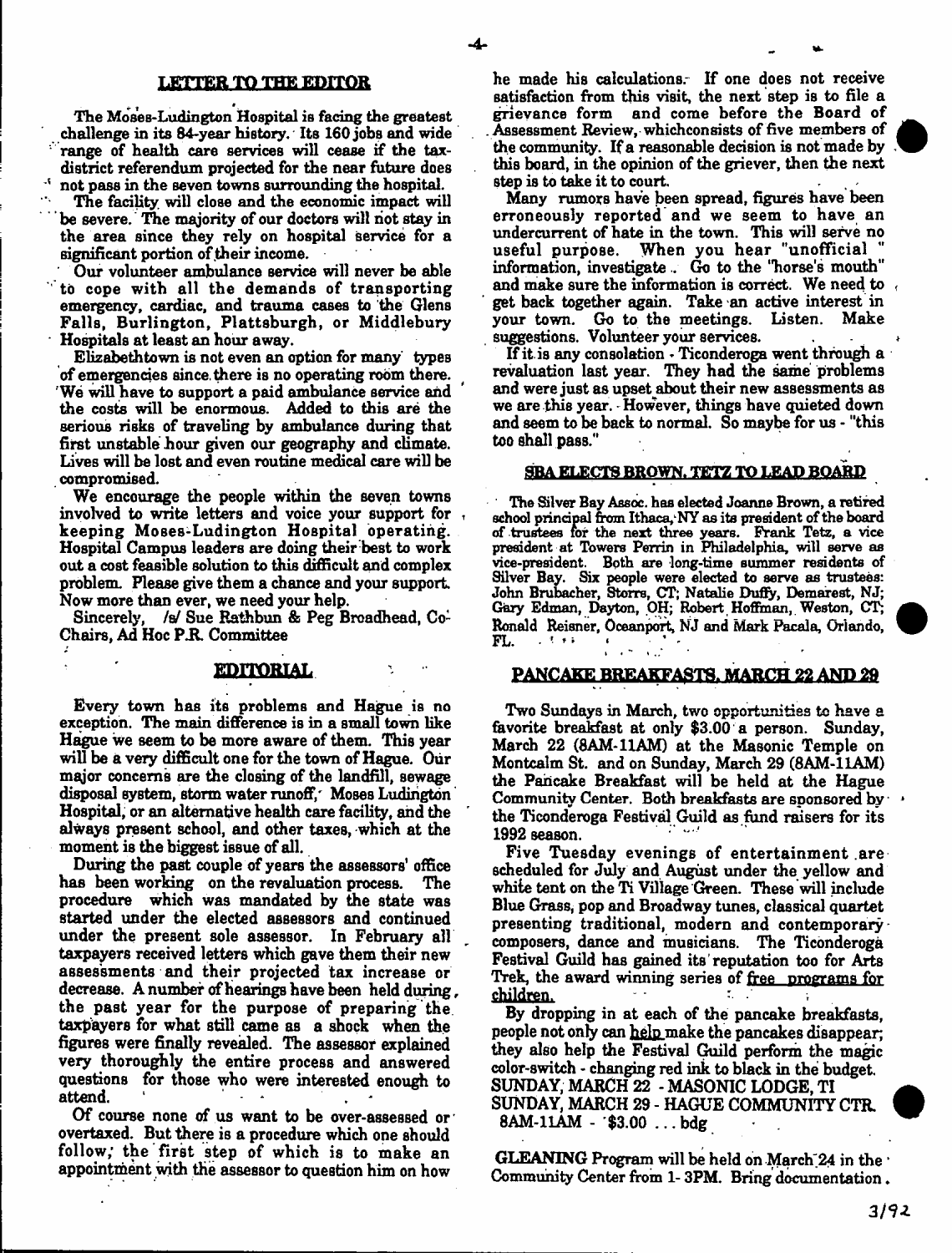## LETTER TO THE EDITOR

The Moses-Ludington Hospital is facing the greatest challenge in its 84-year history. Its 160 jobs and wide range of health care services will cease if the tax-district referendum projected for the near future does not pass in the seven towns surrounding the hospital.

The facility will close and the economic impact will be severe. The majority of our doctors will not stay in the area since they rely on hospital service for a significant portion of their income.

Our volunteer ambulance service will never be able to cope with all the demands of transporting emergency, cardiac, and trauma cases to the Glens Falls, Burlington, Plattsburgh, or Middlebury Hospitals at least an hour away.

Elizabethtown is not even an option for many types of emergencies since there is no operating room there. We will have to support a paid ambulance service and the costs will be enormous. Added to this are the serious risks of traveling by ambulance during that first unstable hour given our geography and climate. Lives will be lost and even routine medical care will be compromised.

We encourage the people within the seven towns involved to write letters and voice your support for keeping Moses-Ludington Hospital operating. Hospital Campus leaders are doing their best to work out a cost feasible solution to this difficult and complex problem. Please give them a chance and your support. Now more than ever, we need your help.

Sincerely, /s/ Sue Rathbun & Peg Broadhead, Co-Chairs, Ad Hoc P.R. Committee

## EDITORIAL

Every town has its problems and Hague is no exception. The main difference is in a small town like Hague we seem to be more aware of them. This year will be a very difficult one for the town of Hague. Our major concerns are the closing of the landfill, sewage disposal system, storm water runoff, Moses Ludington Hospital, or an alternative health care facility, and the always present school, and other taxes, which at the moment is the biggest issue of all.

During the past couple of years the assessors' office has been working on the revaluation process. The procedure which was mandated by the state was started under the elected assessors and continued under the present sole assessor. In February all taxpayers received letters which gave them their new assessments and their projected tax increase or decrease. A number of hearings have been held during the past year for the purpose of preparing the taxpayers for what still came as a shock when the figures were finally revealed. The assessor explained very thoroughly the entire process and answered questions for those who were interested enough to attend.

Of course none of us want to be over-assessed or overtaxed. But there is a procedure which one should follow; the first step of which is to make an appointment with the assessor to question him on how he made his calculations. If one does not receive satisfaction from this visit, the next step is to file a grievance form and come before the Board of Assessment Review, whichconsists of five members of the community. If a reasonable decision is not made by this board, in the opinion of the griever, then the next step is to take it to court.

Many rumors have been spread, figures have been erroneously reported and we seem to have an undercurrent of hate in the town. This will serve no useful purpose. When you hear "unofficial " information, investigate. Go to the "horse's mouth" and make sure the information is correct. We need to get back together again. Take an active interest in your town. Go to the meetings. Listen. Make suggestions. Volunteer your services.

If it is any consolation - Ticonderoga went through a revaluation last year. They had the same problems and were just as upset about their new assessments as we are this year. However, things have quieted down and seem to be back to normal. So maybe for us - "this too shall pass."

## SBA ELECTS BROWN, TETZ TO LEAD BOARD

The Silver Bay Assoc. has elected Joanne Brown, a retired school principal from Ithaca, NY as its president of the board of trustees for the next three years. Frank Tetz, a vice president at Towers Perrin in Philadelphia, will serve as vice-president. Both are long-time summer residents of Silver Bay. Six people were elected to serve as trustees: John Brubacher, Storrs, CT; Natalie Duffy, Demarest, NJ; Gary Edman, Dayton, OH; Robert Hoffman, Weston, CT; Ronald Reisner, Oceanport, NJ and Mark Pacala, Orlando, FL.

## PANCAKE BREAKFASTS, MARCH 22 AND 29

Two Sundays in March, two opportunities to have a favorite breakfast at only $3.00 a person. Sunday, March 22 (8AM-11AM) at the Masonic Temple on Montcalm St. and on Sunday, March 29 (8AM-11AM) the Pancake Breakfast will be held at the Hague Community Center. Both breakfasts are sponsored by the Ticonderoga Festival Guild as fund raisers for its 1992 season.

Five Tuesday evenings of entertainment are scheduled for July and August under the yellow and white tent on the Ti Village Green. These will include Blue Grass, pop and Broadway tunes, classical quartet presenting traditional, modern and contemporary composers, dance and musicians. The Ticonderoga Festival Guild has gained its reputation too for Arts Trek, the award winning series of free programs for children.

By dropping in at each of the pancake breakfasts, people not only can help make the pancakes disappear; they also help the Festival Guild perform the magic color-switch - changing red ink to black in the budget.

SUNDAY, MARCH 22 - MASONIC LODGE, TI
SUNDAY, MARCH 29 - HAGUE COMMUNITY CTR.
8AM-11AM - $3.00 ... bdg

**GLEANING** Program will be held on March 24 in the Community Center from 1- 3PM. Bring documentation.

3/92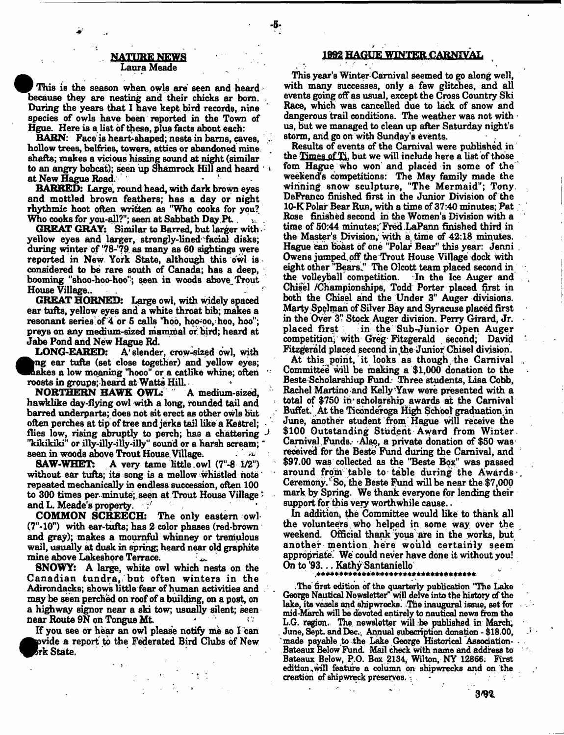## NATURE NEWS

Laura Meade

This is the season when owls are seen and heard because they are nesting and their chicks ar born. During the years that I have kept bird records, nine species of owls have been reported in the Town of Hgue. Here is a list of these, plus facts about each:

**BARN**: Face is heart-shaped; nests in barns, caves, hollow trees, belfries, towers, attics or abandoned mine shafts; makes a vicious hissing sound at night (similar to an angry bobcat); seen up Shamrock Hill and heard at New Hague Road.

**BARRED**: Large, round head, with dark brown eyes and mottled brown feathers; has a day or night rhythmic hoot often written as "Who cooks for you? Who cooks for you-all?"; seen at Sabbath Day Pt.

**GREAT GRAY**: Similar to Barred, but larger with yellow eyes and larger, strongly-lined facial disks; during winter of '78-'79 as many as 60 sightings were reported in New York State, although this owl is considered to be rare south of Canada; has a deep, booming "shoo-hoo-hoo"; seen in woods above Trout House Village..

**GREAT HORNED**: Large owl, with widely spaced ear tufts, yellow eyes and a white throat bib; makes a resonant series of 4 or 5 calls "hoo, hoo-oo, hoo, hoo"; preys on any medium-sized mammal or bird; heard at Jabe Pond and New Hague Rd.

**LONG-EARED**: A slender, crow-sized owl, with long ear tufts (set close together) and yellow eyes; makes a low moaning "hooo" or a catlike whine; often roosts in groups; heard at Watts Hill.

**NORTHERN HAWK OWL**: A medium-sized, hawklike day-flying owl with a long, rounded tail and barred underparts; does not sit erect as other owls but often perches at tip of tree and jerks tail like a Kestrel; flies low, rising abruptly to perch; has a chattering "kikikiki" or illy-illy-illy-illy" sound or a harsh scream; seen in woods above Trout House Village.

**SAW-WHET**: A very tame little owl (7"-8 1/2") without ear tufts; its song is a mellow whistled note repeated mechanically in endless succession, often 100 to 300 times per minute; seen at Trout House Village and L. Meade's property.

**COMMON SCREECH**: The only eastern owl (7"-10") with ear-tufts; has 2 color phases (red-brown and gray); makes a mournful whinney or tremulous wail, usually at dusk in spring; heard near old graphite mine above Lakeshore Terrace.

**SNOWY**: A large, white owl which nests on the Canadian tundra, but often winters in the Adirondacks; shows little fear of human activities and may be seen perched on roof of a building, on a post, on a highway signor near a ski tow; usually silent; seen near Route 9N on Tongue Mt.

If you see or hear an owl please notify me so I can provide a report to the Federated Bird Clubs of New York State.

## 1992 HAGUE WINTER CARNIVAL

This year's Winter Carnival seemed to go along well, with many successes, only a few glitches, and all events going off as usual, except the Cross Country Ski Race, which was cancelled due to lack of snow and dangerous trail conditions. The weather was not with us, but we managed to clean up after Saturday night's storm, and go on with Sunday's events.

Results of events of the Carnival were published in the Times of Ti, but we will include here a list of those fom Hague who won and placed in some of the weekend's competitions: The May family made the winning snow sculpture, "The Mermaid"; Tony DeFranco finished first in the Junior Division of the 10-K Polar Bear Run, with a time of 37:40 minutes; Pat Rose finished second in the Women's Division with a time of 50:44 minutes; Fred LaPann finished third in the Master's Division, with a time of 42:18 minutes. Hague can boast of one "Polar Bear" this year: Jenni Owens jumped off the Trout House Village dock with eight other "Bears." The Olcott team placed second in the volleyball competition. In the Ice Auger and Chisel /Championships, Todd Porter placed first in both the Chisel and the Under 3" Auger divisions. Marty Spelman of Silver Bay and Syracuse placed first in the Over 3" Stock Auger division. Perry Girard, Jr. placed first in the Sub-Junior Open Auger competition, with Greg Fitzgerald second; David Fitzgerald placed second in the Junior Chisel division.

At this point, it looks as though the Carnival Committee will be making a $1,000 donation to the Beste Scholarshiup Fund. Three students, Lisa Cobb, Rachel Martino and Kelly Yaw were presented with a total of $750 in scholarship awards at the Carnival Buffet. At the Ticonderoga High School graduation in June, another student from Hague will receive the $100 Outstanding Student Award from Winter Carnival Funds. Also, a private donation of $50 was received for the Beste Fund during the Carnival, and $97.00 was collected as the "Beste Box" was passed around from table to table during the Awards Ceremony. So, the Beste Fund will be near the $7,000 mark by Spring. We thank everyone for lending their support for this very worthwhile cause.

In addition, the Committee would like to thank all the volunteers who helped in some way over the weekend. Official thank yous are in the works, but another mention here would certainly seem appropriate. We could never have done it without you! On to '93... Kathy Santaniello

\*\*\*\*\*\*\*\*\*\*\*\*\*\*\*\*\*\*\*\*\*\*\*\*\*\*\*\*\*\*\*\*\*\*\*\*

The first edition of the quarterly publication "The Lake George Nautical Newsletter" will delve into the history of the lake, its vesels and shipwrecks. The inaugural issue, set for mid-March will be devoted entirely to nautical news from the L.G. region. The newsletter will be published in March, June, Sept. and Dec. Annual subecription donation - $18.00, made payable to the Lake George Historical Association-Bateaux Below Fund. Mail check with name and address to Bateaux Below, P.O. Box 2134, Wilton, NY 12866. First edition will feature a column on shipwrecks and on the creation of shipwreck preserves.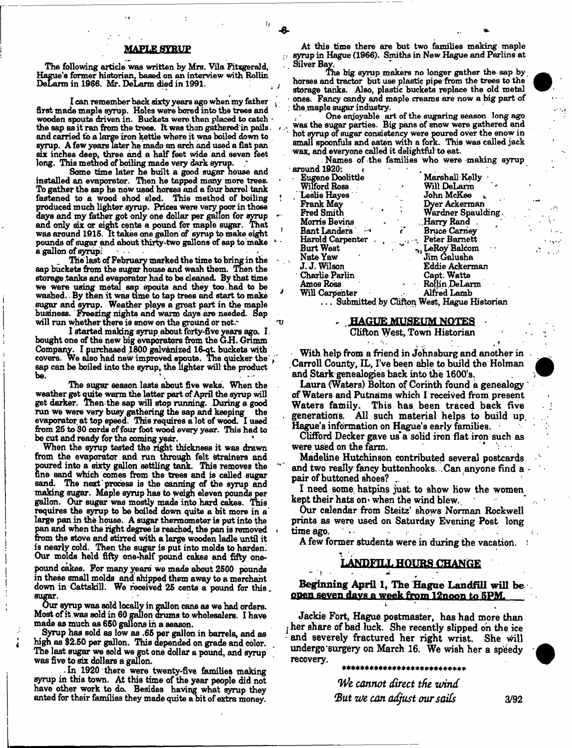## MAPLE SYRUP

The following article was written by Mrs. Vila Fitzgerald, Hague's former historian, based on an interview with Rollin DeLarm in 1966. Mr. DeLarm died in 1991.

I can remember back sixty years ago when my father first made maple syrup. Holes were bored into the trees and wooden spouts driven in. Buckets were then placed to catch the sap as it ran from the trees. It was then gathered in pails and carried to a large iron kettle where it was boiled down to syrup. A few years later he made an arch and used a flat pan six inches deep, three and a half feet wide and seven feet long. This method of boiling made very dark syrup.

Some time later he built a good sugar house and installed an evaporator. Then he tapped many more trees. To gather the sap he now used horses and a four barrel tank fastened to a wood shod sled. This method of boiling produced much lighter syrup. Prices were very poor in those days and my father got only one dollar per gallon for syrup and only six or eight cents a pound for maple sugar. That was around 1915. It takes one gallon of syrup to make eight pounds of sugar and about thirty-two gallons of sap to make a gallon of syrup.

The last of February marked the time to bring in the sap buckets from the sugar house and wash them. Then the storage tanks and evaporator had to be cleaned. By that time we were using metal sap spouts and they too had to be washed. By then it was time to tap trees and start to make sugar and syrup. Weather plays a great part in the maple business. Freezing nights and warm days are needed. Sap will run whether there is snow on the ground or not.

I started making syrup about forty-five years ago. I bought one of the new big evaporators from the G.H. Grimm Company. I purchased 1800 galvanized 16-qt. buckets with covers. We also had new improved spouts. The quicker the sap can be boiled into the syrup, the lighter will the product be.

The sugar season lasts about five weks. When the weather get quite warm the latter part of April the syrup will get darker. Then the sap will stop running. During a good run we were very busy gathering the sap and keeping the evaporator at top speed. This requires a lot of wood. I used from 25 to 30 cords of four foot wood every year. This had to be cut and ready for the coming year.

When the syrup tested the right thickness it was drawn from the evaporator and run through felt strainers and poured into a sixty gallon settling tank. This removes the fine sand which comes from the trees and is called sugar sand. The next process is the canning of the syrup and making sugar. Maple syrup has to weigh eleven pounds per gallon. Our sugar was mostly made into hard cakes. This requires the syrup to be boiled down quite a bit more in a large pan in the house. A sugar thermometer is put into the pan and when the right degree is reached, the pan is removed from the stove and stirred with a large wooden ladle until it is nearly cold. Then the sugar is put into molds to harden. Our molds held fifty one-half pound cakes and fifty one-pound cakes. For many years we made about 2500 pounds in these small molds and shipped them away to a merchant down in Cattskill. We received 25 cents a pound for this sugar.

Our syrup was sold locally in gallon cans as we had orders. Most of it was sold in 60 gallon drums to wholesalers. I have made as much as 650 gallons in a season.

Syrup has sold as low as .65 per gallon in barrels, and as high as $2.50 per gallon. This depended on grade and color. The last sugar we sold we got one dollar a pound, and syrup was five to six dollars a gallon.

In 1920 there were twenty-five families making syrup in this town. At this time of the year people did not have other work to do. Besides having what syrup they anted for their families they made quite a bit of extra money.

At this time there are but two families making maple syrup in Hague (1966). Smiths in New Hague and Parlins at Silver Bay.

The big syrup makers no longer gather the sap by horses and tractor but use plastic pipe from the trees to the storage tanks. Also, plastic buckets replace the old metal ones. Fancy candy and maple creams are now a big part of the maple sugar industry.

One enjoyable art of the sugaring season long ago was the sugar parties. Big pans of snow were gathered and hot syrup of sugar consistency were poured over the snow in small spoonfuls and eaten with a fork. This was called jack wax, and everyone called it delightful to eat.

Names of the families who were making syrup around 1920:

| | |
|---|---|
| Eugene Doolittle | Marshall Kelly |
| Wilford Ross | Will DeLarm |
| Leslie Hayes | John McKee |
| Frank May | Dyer Ackerman |
| Fred Smith | Wardner Spaulding |
| Morris Bevins | Harry Rand |
| Bant Landers | Bruce Carney |
| Harold Carpenter | Peter Barnett |
| Burt West | LeRoy Balcom |
| Nate Yaw | Jim Galusha |
| J. J. Wilson | Eddie Ackerman |
| Charlie Parlin | Capt. Watts |
| Amos Ross | Rollin DeLarm |
| Will Carpenter | Alfred Lamb |

... Submitted by Clifton West, Hague Historian

## HAGUE MUSEUM NOTES

Clifton West, Town Historian

With help from a friend in Johnsburg and another in Carroll County, IL, I've been able to build the Holman and Stark genealogies back into the 1600's.

Laura (Waters) Bolton of Corinth found a genealogy of Waters and Putnams which I received from present Waters family. This has been traced back five generations. All such material helps to build up Hague's information on Hague's early families.

Clifford Decker gave us a solid iron flat iron such as were used on the farm.

Madeline Hutchinson contributed several postcards and two really fancy buttonhooks. Can anyone find a pair of buttoned shoes?

I need some hatpins just to show how the women kept their hats on when the wind blew.

Our calendar from Steitz' shows Norman Rockwell prints as were used on Saturday Evening Post long time ago.

A few former students were in during the vacation.

## LANDFILL HOURS CHANGE

**Beginning April 1, The Hague Landfill will be open seven days a week from 12noon to 5PM.**

Jackie Fort, Hague postmaster, has had more than her share of bad luck. She recently slipped on the ice and severely fractured her right wrist. She will undergo surgery on March 16. We wish her a speedy recovery.

***************************

*We cannot direct the wind*
*But we can adjust our sails*

3/92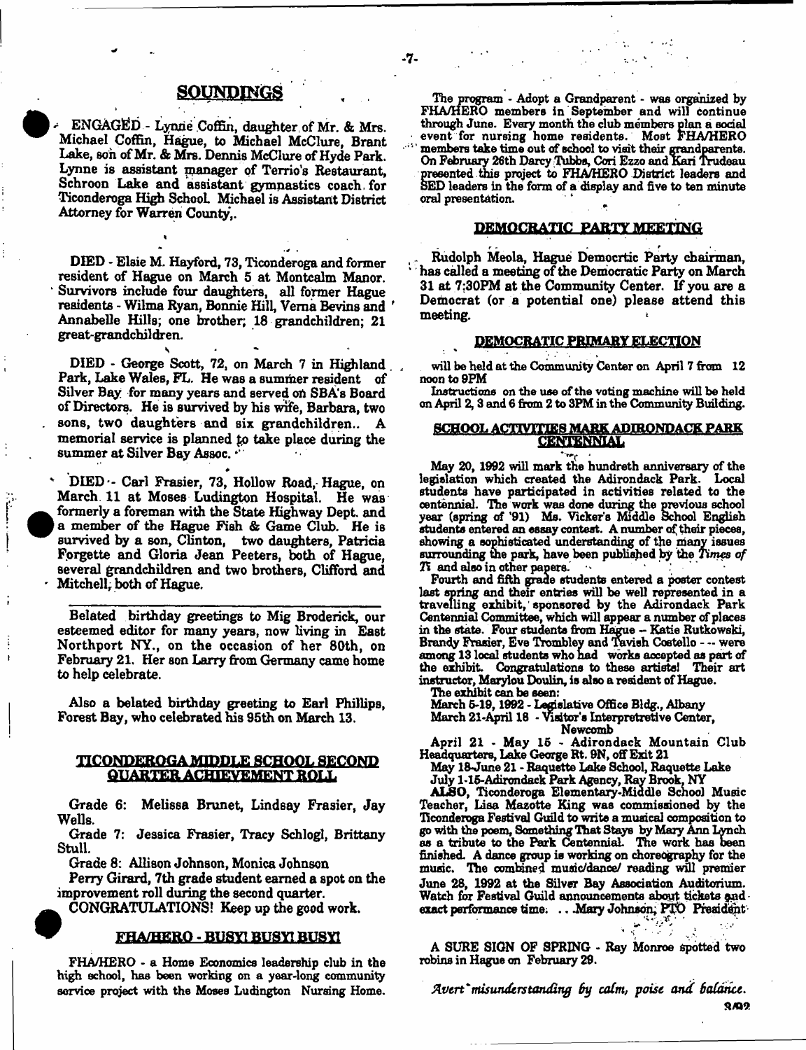## SOUNDINGS

ENGAGED - Lynne Coffin, daughter of Mr. & Mrs. Michael Coffin, Hague, to Michael McClure, Brant Lake, son of Mr. & Mrs. Dennis McClure of Hyde Park. Lynne is assistant manager of Terrio's Restaurant, Schroon Lake and assistant gymnastics coach for Ticonderoga High School. Michael is Assistant District Attorney for Warren County,.

DIED - Elsie M. Hayford, 73, Ticonderoga and former resident of Hague on March 5 at Montcalm Manor. Survivors include four daughters, all former Hague residents - Wilma Ryan, Bonnie Hill, Verna Bevins and Annabelle Hills; one brother; 18 grandchildren; 21 great-grandchildren.

DIED - George Scott, 72, on March 7 in Highland Park, Lake Wales, FL. He was a summer resident of Silver Bay for many years and served on SBA's Board of Directors. He is survived by his wife, Barbara, two sons, two daughters and six grandchildren.. A memorial service is planned to take place during the summer at Silver Bay Assoc.

DIED - Carl Frasier, 73, Hollow Road, Hague, on March 11 at Moses Ludington Hospital. He was formerly a foreman with the State Highway Dept. and a member of the Hague Fish & Game Club. He is survived by a son, Clinton, two daughters, Patricia Forgette and Gloria Jean Peeters, both of Hague, several grandchildren and two brothers, Clifford and Mitchell, both of Hague.

---

Belated birthday greetings to Mig Broderick, our esteemed editor for many years, now living in East Northport NY., on the occasion of her 80th, on February 21. Her son Larry from Germany came home to help celebrate.

Also a belated birthday greeting to Earl Phillips, Forest Bay, who celebrated his 95th on March 13.

### TICONDEROGA MIDDLE SCHOOL SECOND QUARTER ACHIEVEMENT ROLL

Grade 6: Melissa Brunet, Lindsay Frasier, Jay Wells.

Grade 7: Jessica Frasier, Tracy Schlogl, Brittany Stull.

Grade 8: Allison Johnson, Monica Johnson

Perry Girard, 7th grade student earned a spot on the improvement roll during the second quarter.

CONGRATULATIONS! Keep up the good work.

### FHA/HERO - BUSY! BUSY! BUSY!

FHA/HERO - a Home Economics leadership club in the high school, has been working on a year-long community service project with the Moses Ludington Nursing Home. The program - Adopt a Grandparent - was organized by FHA/HERO members in September and will continue through June. Every month the club members plan a social event for nursing home residents. Most FHA/HERO members take time out of school to visit their grandparents. On February 26th Darcy Tubbs, Cori Ezzo and Kari Trudeau presented this project to FHA/HERO District leaders and SED leaders in the form of a display and five to ten minute oral presentation.

### DEMOCRATIC PARTY MEETING

Rudolph Meola, Hague Democrtic Party chairman, has called a meeting of the Democratic Party on March 31 at 7:30PM at the Community Center. If you are a Democrat (or a potential one) please attend this meeting.

### DEMOCRATIC PRIMARY ELECTION

will be held at the Community Center on April 7 from 12 noon to 9PM

Instructions on the use of the voting machine will be held on April 2, 3 and 6 from 2 to 3PM in the Community Building.

### SCHOOL ACTIVITIES MARK ADIRONDACK PARK CENTENNIAL

May 20, 1992 will mark the hundreth anniversary of the legislation which created the Adirondack Park. Local students have participated in activities related to the centennial. The work was done during the previous school year (spring of '91) Ms. Vicker's Middle School English students entered an essay contest. A number of their pieces, showing a sophisticated understanding of the many issues surrounding the park, have been published by the *Times of Ti* and also in other papers.

Fourth and fifth grade students entered a poster contest last spring and their entries will be well represented in a travelling exhibit, sponsored by the Adirondack Park Centennial Committee, which will appear a number of places in the state. Four students from Hague -- Katie Rutkowski, Brandy Frasier, Eve Trombley and Tavish Costello -- were among 13 local students who had works accepted as part of the exhibit. Congratulations to these artists! Their art instructor, Marylou Doulin, is also a resident of Hague.

The exhibit can be seen:

March 5-19, 1992 - Legislative Office Bldg., Albany

March 21-April 18 - Visitor's Interpretretive Center, Newcomb

April 21 - May 15 - Adirondack Mountain Club Headquarters, Lake George Rt. 9N, off Exit 21

May 18-June 21 - Raquette Lake School, Raquette Lake

July 1-15-Adirondack Park Agency, Ray Brook, NY

ALSO, Ticonderoga Elementary-Middle School Music Teacher, Lisa Mazotte King was commissioned by the Ticonderoga Festival Guild to write a musical composition to go with the poem, Something That Stays by Mary Ann Lynch as a tribute to the Park Centennial. The work has been finished. A dance group is working on choreography for the music. The combined music/dance/ reading will premier June 28, 1992 at the Silver Bay Association Auditorium. Watch for Festival Guild announcements about tickets and exact performance time. ...Mary Johnson, PTO President

A SURE SIGN OF SPRING - Ray Monroe spotted two robins in Hague on February 29.

*Avert misunderstanding by calm, poise and balance.*

3/92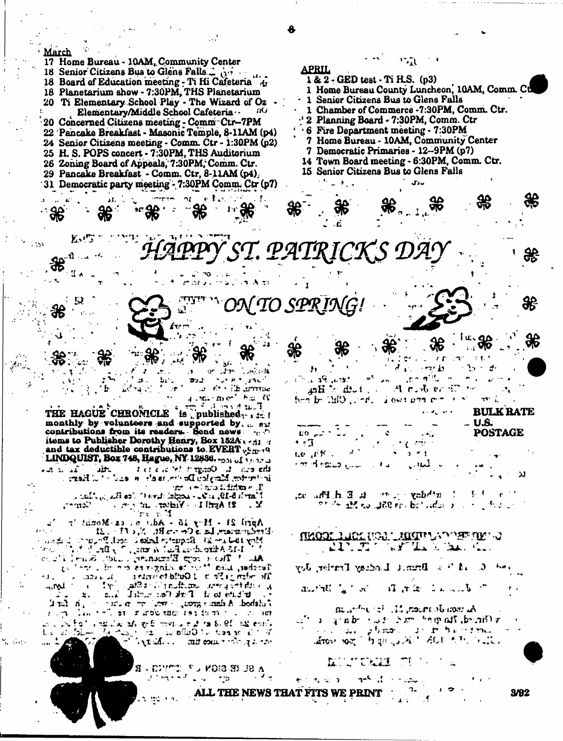March

17 Home Bureau - 10AM, Community Center
18 Senior Citizens Bus to Glens Falls
18 Board of Education meeting - Ti Hi Cafeteria
18 Planetarium show - 7:30PM, THS Planetarium
20 Ti Elementary School Play - The Wizard of Oz - Elementary/Middle School Cafeteria
20 Concerned Citizens meeting - Comm Ctr--7PM
22 Pancake Breakfast - Masonic Temple, 8-11AM (p4)
24 Senior Citizens meeting - Comm. Ctr - 1:30PM (p2)
25 H. S. POPS concert - 7:30PM, THS Auditorium
26 Zoning Board of Appeals, 7:30PM, Comm. Ctr.
29 Pancake Breakfast - Comm. Ctr, 8-11AM (p4)
31 Democratic party meeting - 7:30PM Comm. Ctr (p7)

APRIL

1 & 2 - GED test - Ti H.S. (p3)
1 Home Bureau County Luncheon, 10AM, Comm. Ctr
1 Senior Citizens Bus to Glens Falls
1 Chamber of Commerce -7:30PM, Comm. Ctr.
2 Planning Board - 7:30PM, Comm. Ctr
6 Fire Department meeting - 7:30PM
7 Home Bureau - 10AM, Community Center
7 Democratic Primaries - 12--9PM (p7)
14 Town Board meeting - 6:30PM, Comm. Ctr.
15 Senior Citizens Bus to Glens Falls

*HAPPY ST. PATRICK'S DAY*

*ON TO SPRING!*

**THE HAGUE CHRONICLE is published monthly by volunteers and supported by contributions from its readers. Send news items to Publisher Dorothy Henry, Box 152A and tax deductible contributions to EVERT LINDQUIST, Box 748, Hague, NY 12836.**

**BULK RATE U.S. POSTAGE**

**ALL THE NEWS THAT FITS WE PRINT** 3/92